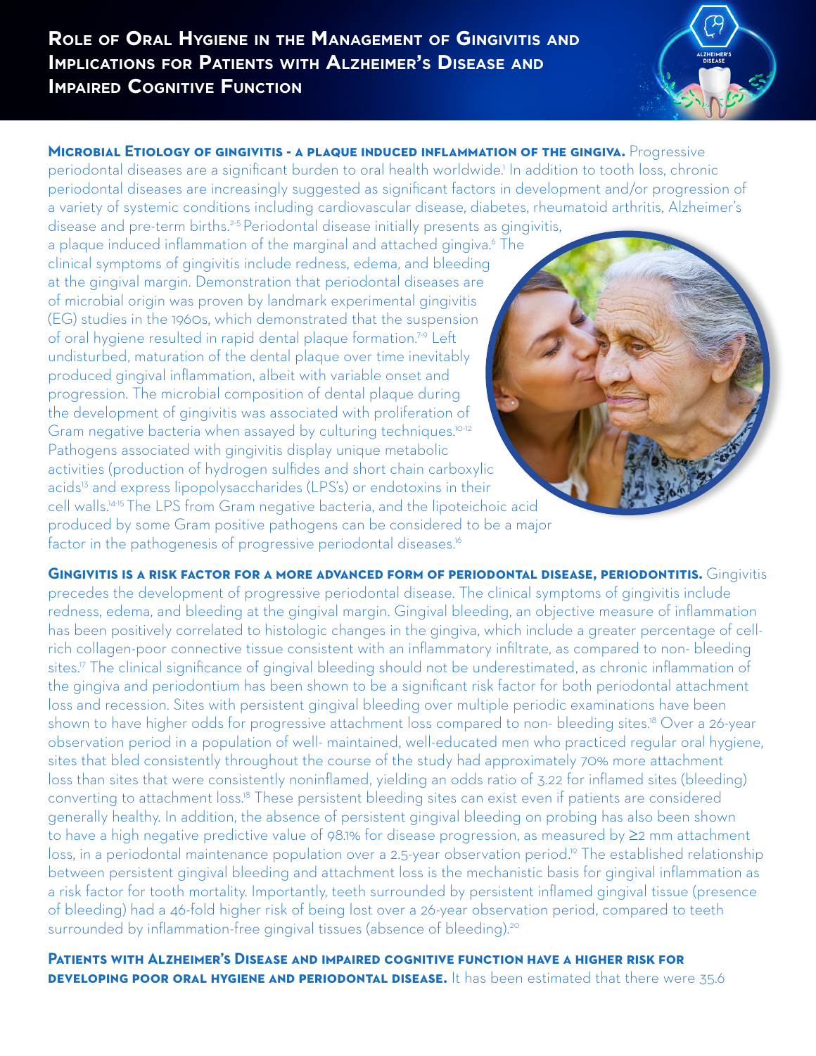# Role of Oral Hygiene in the Management of Gingivitis and Implications for Patients with Alzheimer's Disease and Impaired Cognitive Function

**Microbial Etiology of gingivitis - a plaque induced inflammation of the gingiva.** Progressive periodontal diseases are a significant burden to oral health worldwide.[1] In addition to tooth loss, chronic periodontal diseases are increasingly suggested as significant factors in development and/or progression of a variety of systemic conditions including cardiovascular disease, diabetes, rheumatoid arthritis, Alzheimer's disease and pre-term births.[2-5] Periodontal disease initially presents as gingivitis, a plaque induced inflammation of the marginal and attached gingiva.[6] The clinical symptoms of gingivitis include redness, edema, and bleeding at the gingival margin. Demonstration that periodontal diseases are of microbial origin was proven by landmark experimental gingivitis (EG) studies in the 1960s, which demonstrated that the suspension of oral hygiene resulted in rapid dental plaque formation.[7-9] Left undisturbed, maturation of the dental plaque over time inevitably produced gingival inflammation, albeit with variable onset and progression. The microbial composition of dental plaque during the development of gingivitis was associated with proliferation of Gram negative bacteria when assayed by culturing techniques.[10-12] Pathogens associated with gingivitis display unique metabolic activities (production of hydrogen sulfides and short chain carboxylic acids[13] and express lipopolysaccharides (LPS's) or endotoxins in their cell walls.[14-15] The LPS from Gram negative bacteria, and the lipoteichoic acid produced by some Gram positive pathogens can be considered to be a major factor in the pathogenesis of progressive periodontal diseases.[16]

**Gingivitis is a risk factor for a more advanced form of periodontal disease, periodontitis.** Gingivitis precedes the development of progressive periodontal disease. The clinical symptoms of gingivitis include redness, edema, and bleeding at the gingival margin. Gingival bleeding, an objective measure of inflammation has been positively correlated to histologic changes in the gingiva, which include a greater percentage of cell-rich collagen-poor connective tissue consistent with an inflammatory infiltrate, as compared to non- bleeding sites.[17] The clinical significance of gingival bleeding should not be underestimated, as chronic inflammation of the gingiva and periodontium has been shown to be a significant risk factor for both periodontal attachment loss and recession. Sites with persistent gingival bleeding over multiple periodic examinations have been shown to have higher odds for progressive attachment loss compared to non- bleeding sites.[18] Over a 26-year observation period in a population of well- maintained, well-educated men who practiced regular oral hygiene, sites that bled consistently throughout the course of the study had approximately 70% more attachment loss than sites that were consistently noninflamed, yielding an odds ratio of 3.22 for inflamed sites (bleeding) converting to attachment loss.[18] These persistent bleeding sites can exist even if patients are considered generally healthy. In addition, the absence of persistent gingival bleeding on probing has also been shown to have a high negative predictive value of 98.1% for disease progression, as measured by ≥2 mm attachment loss, in a periodontal maintenance population over a 2.5-year observation period.[19] The established relationship between persistent gingival bleeding and attachment loss is the mechanistic basis for gingival inflammation as a risk factor for tooth mortality. Importantly, teeth surrounded by persistent inflamed gingival tissue (presence of bleeding) had a 46-fold higher risk of being lost over a 26-year observation period, compared to teeth surrounded by inflammation-free gingival tissues (absence of bleeding).[20]

**Patients with Alzheimer's Disease and impaired cognitive function have a higher risk for developing poor oral hygiene and periodontal disease.** It has been estimated that there were 35.6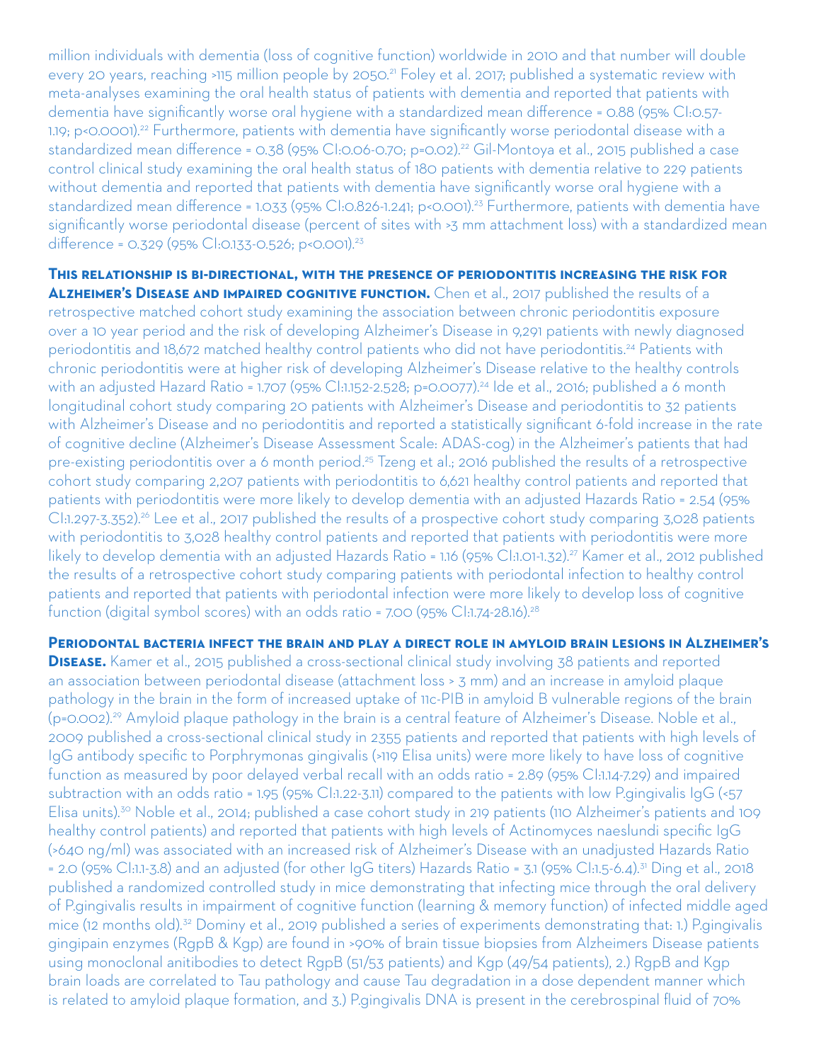million individuals with dementia (loss of cognitive function) worldwide in 2010 and that number will double every 20 years, reaching >115 million people by 2050.[21] Foley et al. 2017; published a systematic review with meta-analyses examining the oral health status of patients with dementia and reported that patients with dementia have significantly worse oral hygiene with a standardized mean difference = 0.88 (95% CI:0.57-1.19; p<0.0001).[22] Furthermore, patients with dementia have significantly worse periodontal disease with a standardized mean difference = 0.38 (95% CI:0.06-0.70; p=0.02).[22] Gil-Montoya et al., 2015 published a case control clinical study examining the oral health status of 180 patients with dementia relative to 229 patients without dementia and reported that patients with dementia have significantly worse oral hygiene with a standardized mean difference = 1.033 (95% CI:0.826-1.241; p<0.001).[23] Furthermore, patients with dementia have significantly worse periodontal disease (percent of sites with >3 mm attachment loss) with a standardized mean difference = 0.329 (95% CI:0.133-0.526; p<0.001).[23]

**This relationship is bi-directional, with the presence of periodontitis increasing the risk for Alzheimer's Disease and impaired cognitive function.** Chen et al., 2017 published the results of a retrospective matched cohort study examining the association between chronic periodontitis exposure over a 10 year period and the risk of developing Alzheimer's Disease in 9,291 patients with newly diagnosed periodontitis and 18,672 matched healthy control patients who did not have periodontitis.[24] Patients with chronic periodontitis were at higher risk of developing Alzheimer's Disease relative to the healthy controls with an adjusted Hazard Ratio = 1.707 (95% CI:1.152-2.528; p=0.0077).[24] Ide et al., 2016; published a 6 month longitudinal cohort study comparing 20 patients with Alzheimer's Disease and periodontitis to 32 patients with Alzheimer's Disease and no periodontitis and reported a statistically significant 6-fold increase in the rate of cognitive decline (Alzheimer's Disease Assessment Scale: ADAS-cog) in the Alzheimer's patients that had pre-existing periodontitis over a 6 month period.[25] Tzeng et al.; 2016 published the results of a retrospective cohort study comparing 2,207 patients with periodontitis to 6,621 healthy control patients and reported that patients with periodontitis were more likely to develop dementia with an adjusted Hazards Ratio = 2.54 (95% CI:1.297-3.352).[26] Lee et al., 2017 published the results of a prospective cohort study comparing 3,028 patients with periodontitis to 3,028 healthy control patients and reported that patients with periodontitis were more likely to develop dementia with an adjusted Hazards Ratio = 1.16 (95% CI:1.01-1.32).[27] Kamer et al., 2012 published the results of a retrospective cohort study comparing patients with periodontal infection to healthy control patients and reported that patients with periodontal infection were more likely to develop loss of cognitive function (digital symbol scores) with an odds ratio = 7.00 (95% CI:1.74-28.16).[28]

**Periodontal bacteria infect the brain and play a direct role in amyloid brain lesions in Alzheimer's Disease.** Kamer et al., 2015 published a cross-sectional clinical study involving 38 patients and reported an association between periodontal disease (attachment loss > 3 mm) and an increase in amyloid plaque pathology in the brain in the form of increased uptake of 11c-PIB in amyloid B vulnerable regions of the brain (p=0.002).[29] Amyloid plaque pathology in the brain is a central feature of Alzheimer's Disease. Noble et al., 2009 published a cross-sectional clinical study in 2355 patients and reported that patients with high levels of IgG antibody specific to Porphrymonas gingivalis (>119 Elisa units) were more likely to have loss of cognitive function as measured by poor delayed verbal recall with an odds ratio = 2.89 (95% CI:1.14-7.29) and impaired subtraction with an odds ratio = 1.95 (95% CI:1.22-3.11) compared to the patients with low P.gingivalis IgG (<57 Elisa units).[30] Noble et al., 2014; published a case cohort study in 219 patients (110 Alzheimer's patients and 109 healthy control patients) and reported that patients with high levels of Actinomyces naeslundi specific IgG (>640 ng/ml) was associated with an increased risk of Alzheimer's Disease with an unadjusted Hazards Ratio = 2.0 (95% CI:1.1-3.8) and an adjusted (for other IgG titers) Hazards Ratio = 3.1 (95% CI:1.5-6.4).[31] Ding et al., 2018 published a randomized controlled study in mice demonstrating that infecting mice through the oral delivery of P.gingivalis results in impairment of cognitive function (learning & memory function) of infected middle aged mice (12 months old).[32] Dominy et al., 2019 published a series of experiments demonstrating that: 1.) P.gingivalis gingipain enzymes (RgpB & Kgp) are found in >90% of brain tissue biopsies from Alzheimers Disease patients using monoclonal anitibodies to detect RgpB (51/53 patients) and Kgp (49/54 patients), 2.) RgpB and Kgp brain loads are correlated to Tau pathology and cause Tau degradation in a dose dependent manner which is related to amyloid plaque formation, and 3.) P.gingivalis DNA is present in the cerebrospinal fluid of 70%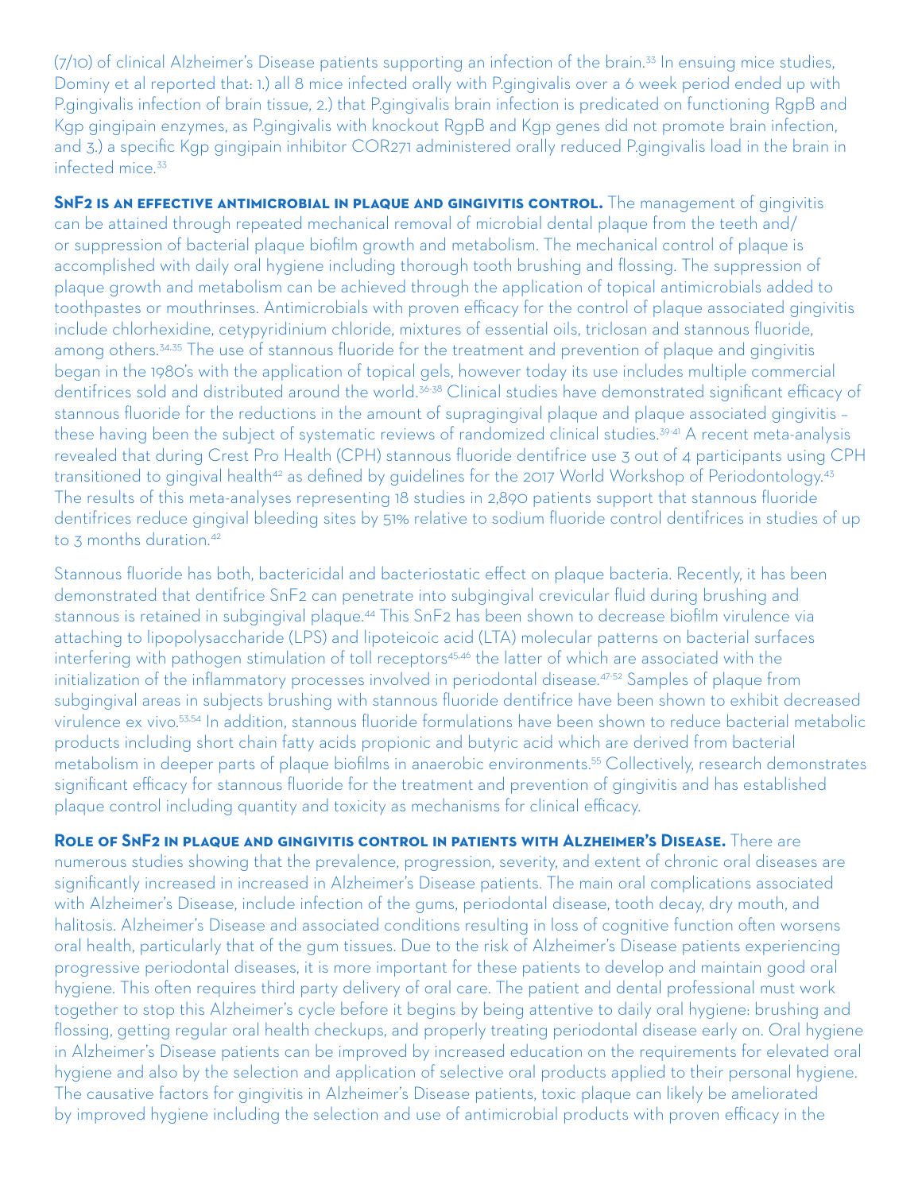(7/10) of clinical Alzheimer's Disease patients supporting an infection of the brain.[33] In ensuing mice studies, Dominy et al reported that: 1.) all 8 mice infected orally with P.gingivalis over a 6 week period ended up with P.gingivalis infection of brain tissue, 2.) that P.gingivalis brain infection is predicated on functioning RgpB and Kgp gingipain enzymes, as P.gingivalis with knockout RgpB and Kgp genes did not promote brain infection, and 3.) a specific Kgp gingipain inhibitor COR271 administered orally reduced P.gingivalis load in the brain in infected mice.[33]

**SnF2 is an effective antimicrobial in plaque and gingivitis control.** The management of gingivitis can be attained through repeated mechanical removal of microbial dental plaque from the teeth and/or suppression of bacterial plaque biofilm growth and metabolism. The mechanical control of plaque is accomplished with daily oral hygiene including thorough tooth brushing and flossing. The suppression of plaque growth and metabolism can be achieved through the application of topical antimicrobials added to toothpastes or mouthrinses. Antimicrobials with proven efficacy for the control of plaque associated gingivitis include chlorhexidine, cetypyridinium chloride, mixtures of essential oils, triclosan and stannous fluoride, among others.[34,35] The use of stannous fluoride for the treatment and prevention of plaque and gingivitis began in the 1980's with the application of topical gels, however today its use includes multiple commercial dentifrices sold and distributed around the world.[36-38] Clinical studies have demonstrated significant efficacy of stannous fluoride for the reductions in the amount of supragingival plaque and plaque associated gingivitis – these having been the subject of systematic reviews of randomized clinical studies.[39-41] A recent meta-analysis revealed that during Crest Pro Health (CPH) stannous fluoride dentifrice use 3 out of 4 participants using CPH transitioned to gingival health[42] as defined by guidelines for the 2017 World Workshop of Periodontology.[43] The results of this meta-analyses representing 18 studies in 2,890 patients support that stannous fluoride dentifrices reduce gingival bleeding sites by 51% relative to sodium fluoride control dentifrices in studies of up to 3 months duration.[42]

Stannous fluoride has both, bactericidal and bacteriostatic effect on plaque bacteria. Recently, it has been demonstrated that dentifrice SnF2 can penetrate into subgingival crevicular fluid during brushing and stannous is retained in subgingival plaque.[44] This SnF2 has been shown to decrease biofilm virulence via attaching to lipopolysaccharide (LPS) and lipoteicoic acid (LTA) molecular patterns on bacterial surfaces interfering with pathogen stimulation of toll receptors[45,46] the latter of which are associated with the initialization of the inflammatory processes involved in periodontal disease.[47-52] Samples of plaque from subgingival areas in subjects brushing with stannous fluoride dentifrice have been shown to exhibit decreased virulence ex vivo.[53,54] In addition, stannous fluoride formulations have been shown to reduce bacterial metabolic products including short chain fatty acids propionic and butyric acid which are derived from bacterial metabolism in deeper parts of plaque biofilms in anaerobic environments.[55] Collectively, research demonstrates significant efficacy for stannous fluoride for the treatment and prevention of gingivitis and has established plaque control including quantity and toxicity as mechanisms for clinical efficacy.

**Role of SnF2 in plaque and gingivitis control in patients with Alzheimer's Disease.** There are numerous studies showing that the prevalence, progression, severity, and extent of chronic oral diseases are significantly increased in increased in Alzheimer's Disease patients. The main oral complications associated with Alzheimer's Disease, include infection of the gums, periodontal disease, tooth decay, dry mouth, and halitosis. Alzheimer's Disease and associated conditions resulting in loss of cognitive function often worsens oral health, particularly that of the gum tissues. Due to the risk of Alzheimer's Disease patients experiencing progressive periodontal diseases, it is more important for these patients to develop and maintain good oral hygiene. This often requires third party delivery of oral care. The patient and dental professional must work together to stop this Alzheimer's cycle before it begins by being attentive to daily oral hygiene: brushing and flossing, getting regular oral health checkups, and properly treating periodontal disease early on. Oral hygiene in Alzheimer's Disease patients can be improved by increased education on the requirements for elevated oral hygiene and also by the selection and application of selective oral products applied to their personal hygiene. The causative factors for gingivitis in Alzheimer's Disease patients, toxic plaque can likely be ameliorated by improved hygiene including the selection and use of antimicrobial products with proven efficacy in the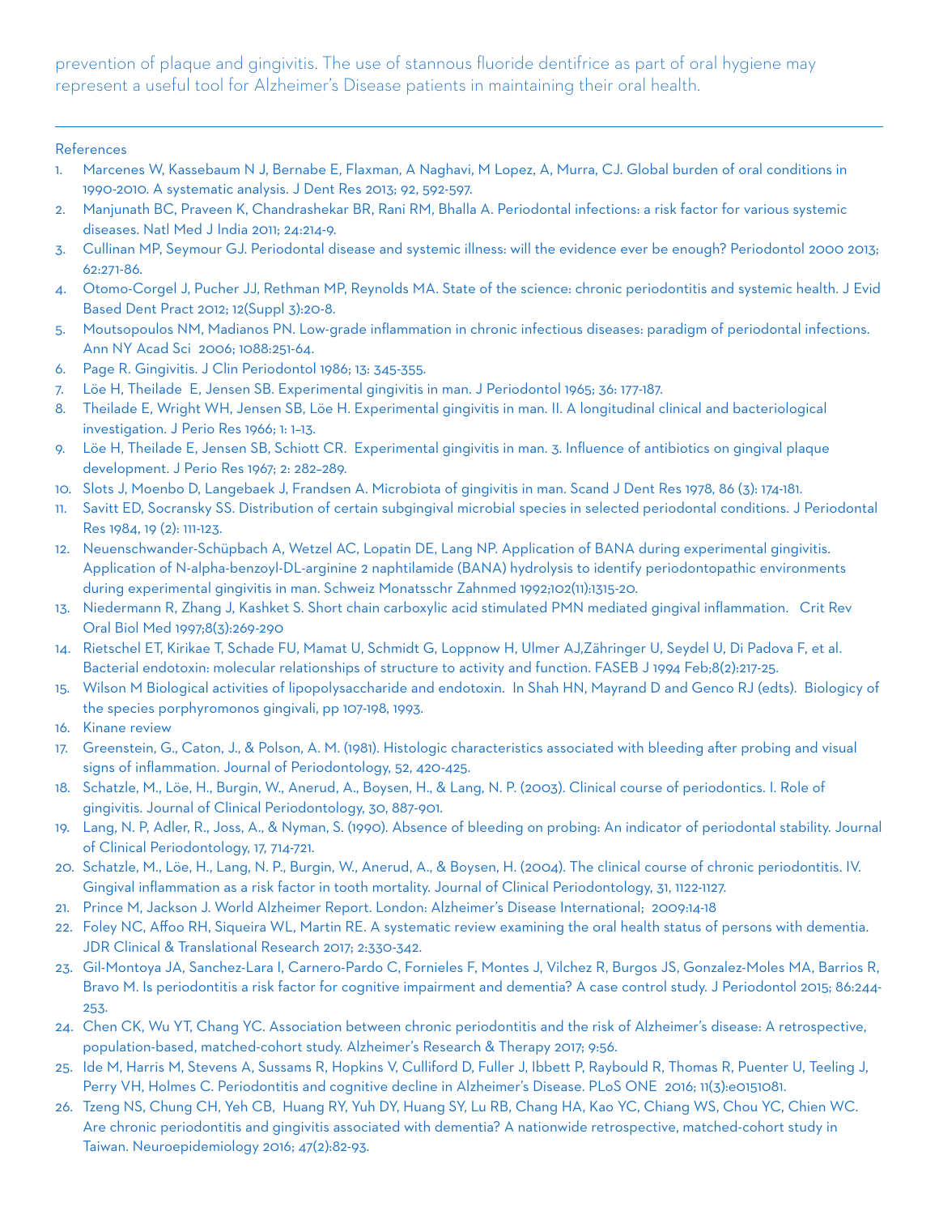prevention of plaque and gingivitis. The use of stannous fluoride dentifrice as part of oral hygiene may represent a useful tool for Alzheimer's Disease patients in maintaining their oral health.

---

References

1. Marcenes W, Kassebaum N J, Bernabe E, Flaxman, A Naghavi, M Lopez, A, Murra, CJ. Global burden of oral conditions in 1990-2010. A systematic analysis. J Dent Res 2013; 92, 592-597.
2. Manjunath BC, Praveen K, Chandrashekar BR, Rani RM, Bhalla A. Periodontal infections: a risk factor for various systemic diseases. Natl Med J India 2011; 24:214-9.
3. Cullinan MP, Seymour GJ. Periodontal disease and systemic illness: will the evidence ever be enough? Periodontol 2000 2013; 62:271-86.
4. Otomo-Corgel J, Pucher JJ, Rethman MP, Reynolds MA. State of the science: chronic periodontitis and systemic health. J Evid Based Dent Pract 2012; 12(Suppl 3):20-8.
5. Moutsopoulos NM, Madianos PN. Low-grade inflammation in chronic infectious diseases: paradigm of periodontal infections. Ann NY Acad Sci 2006; 1088:251-64.
6. Page R. Gingivitis. J Clin Periodontol 1986; 13: 345-355.
7. Löe H, Theilade E, Jensen SB. Experimental gingivitis in man. J Periodontol 1965; 36: 177-187.
8. Theilade E, Wright WH, Jensen SB, Löe H. Experimental gingivitis in man. II. A longitudinal clinical and bacteriological investigation. J Perio Res 1966; 1: 1–13.
9. Löe H, Theilade E, Jensen SB, Schiott CR. Experimental gingivitis in man. 3. Influence of antibiotics on gingival plaque development. J Perio Res 1967; 2: 282–289.
10. Slots J, Moenbo D, Langebaek J, Frandsen A. Microbiota of gingivitis in man. Scand J Dent Res 1978, 86 (3): 174-181.
11. Savitt ED, Socransky SS. Distribution of certain subgingival microbial species in selected periodontal conditions. J Periodontal Res 1984, 19 (2): 111-123.
12. Neuenschwander-Schüpbach A, Wetzel AC, Lopatin DE, Lang NP. Application of BANA during experimental gingivitis. Application of N-alpha-benzoyl-DL-arginine 2 naphtilamide (BANA) hydrolysis to identify periodontopathic environments during experimental gingivitis in man. Schweiz Monatsschr Zahnmed 1992;102(11):1315-20.
13. Niedermann R, Zhang J, Kashket S. Short chain carboxylic acid stimulated PMN mediated gingival inflammation. Crit Rev Oral Biol Med 1997;8(3):269-290
14. Rietschel ET, Kirikae T, Schade FU, Mamat U, Schmidt G, Loppnow H, Ulmer AJ,Zähringer U, Seydel U, Di Padova F, et al. Bacterial endotoxin: molecular relationships of structure to activity and function. FASEB J 1994 Feb;8(2):217-25.
15. Wilson M Biological activities of lipopolysaccharide and endotoxin. In Shah HN, Mayrand D and Genco RJ (edts). Biologicy of the species porphyromonos gingivali, pp 107-198, 1993.
16. Kinane review
17. Greenstein, G., Caton, J., & Polson, A. M. (1981). Histologic characteristics associated with bleeding after probing and visual signs of inflammation. Journal of Periodontology, 52, 420-425.
18. Schatzle, M., Löe, H., Burgin, W., Anerud, A., Boysen, H., & Lang, N. P. (2003). Clinical course of periodontics. I. Role of gingivitis. Journal of Clinical Periodontology, 30, 887-901.
19. Lang, N. P, Adler, R., Joss, A., & Nyman, S. (1990). Absence of bleeding on probing: An indicator of periodontal stability. Journal of Clinical Periodontology, 17, 714-721.
20. Schatzle, M., Löe, H., Lang, N. P., Burgin, W., Anerud, A., & Boysen, H. (2004). The clinical course of chronic periodontitis. IV. Gingival inflammation as a risk factor in tooth mortality. Journal of Clinical Periodontology, 31, 1122-1127.
21. Prince M, Jackson J. World Alzheimer Report. London: Alzheimer's Disease International; 2009:14-18
22. Foley NC, Affoo RH, Siqueira WL, Martin RE. A systematic review examining the oral health status of persons with dementia. JDR Clinical & Translational Research 2017; 2:330-342.
23. Gil-Montoya JA, Sanchez-Lara I, Carnero-Pardo C, Fornieles F, Montes J, Vilchez R, Burgos JS, Gonzalez-Moles MA, Barrios R, Bravo M. Is periodontitis a risk factor for cognitive impairment and dementia? A case control study. J Periodontol 2015; 86:244-253.
24. Chen CK, Wu YT, Chang YC. Association between chronic periodontitis and the risk of Alzheimer's disease: A retrospective, population-based, matched-cohort study. Alzheimer's Research & Therapy 2017; 9:56.
25. Ide M, Harris M, Stevens A, Sussams R, Hopkins V, Culliford D, Fuller J, Ibbett P, Raybould R, Thomas R, Puenter U, Teeling J, Perry VH, Holmes C. Periodontitis and cognitive decline in Alzheimer's Disease. PLoS ONE 2016; 11(3):e0151081.
26. Tzeng NS, Chung CH, Yeh CB, Huang RY, Yuh DY, Huang SY, Lu RB, Chang HA, Kao YC, Chiang WS, Chou YC, Chien WC. Are chronic periodontitis and gingivitis associated with dementia? A nationwide retrospective, matched-cohort study in Taiwan. Neuroepidemiology 2016; 47(2):82-93.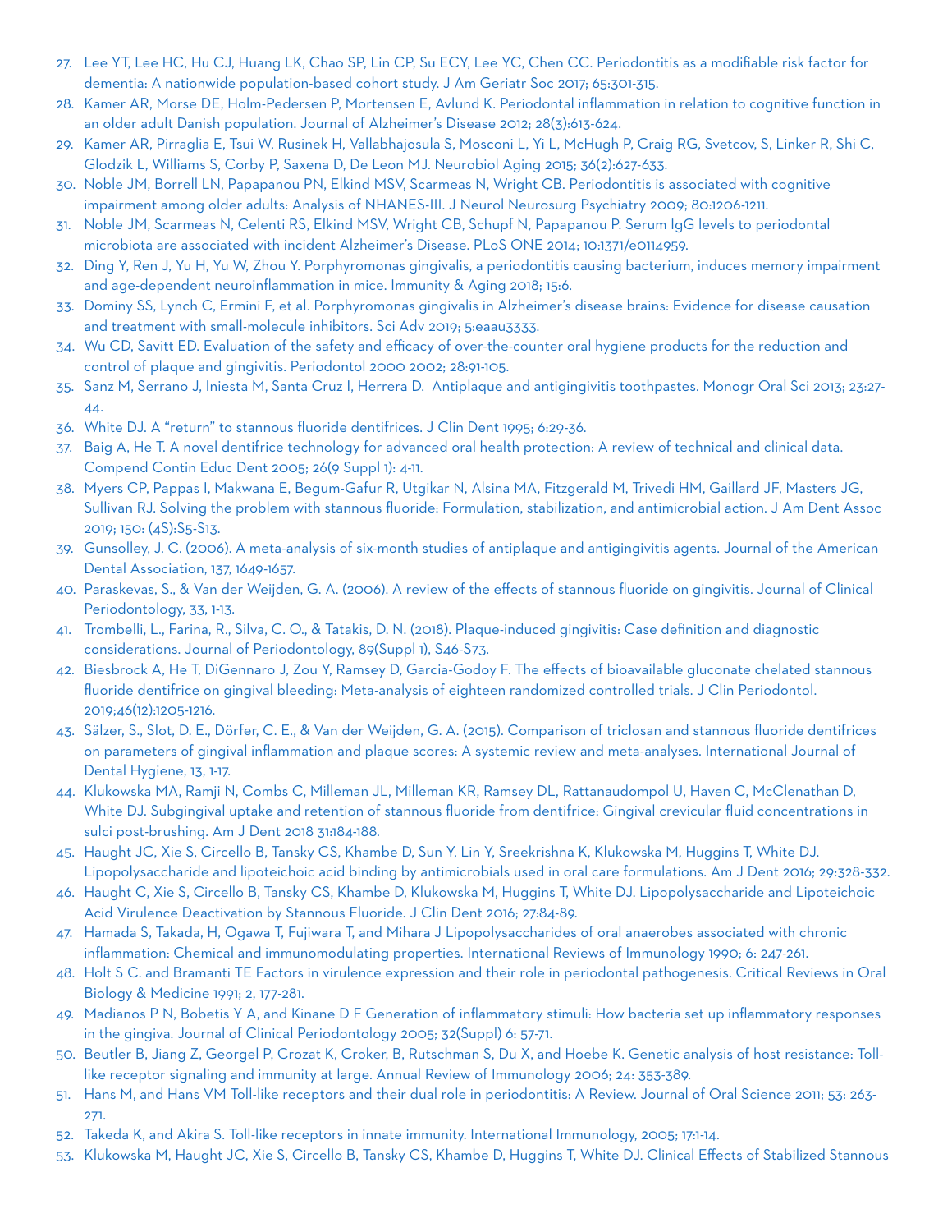27. Lee YT, Lee HC, Hu CJ, Huang LK, Chao SP, Lin CP, Su ECY, Lee YC, Chen CC. Periodontitis as a modifiable risk factor for dementia: A nationwide population-based cohort study. J Am Geriatr Soc 2017; 65:301-315.
28. Kamer AR, Morse DE, Holm-Pedersen P, Mortensen E, Avlund K. Periodontal inflammation in relation to cognitive function in an older adult Danish population. Journal of Alzheimer's Disease 2012; 28(3):613-624.
29. Kamer AR, Pirraglia E, Tsui W, Rusinek H, Vallabhajosula S, Mosconi L, Yi L, McHugh P, Craig RG, Svetcov, S, Linker R, Shi C, Glodzik L, Williams S, Corby P, Saxena D, De Leon MJ. Neurobiol Aging 2015; 36(2):627-633.
30. Noble JM, Borrell LN, Papapanou PN, Elkind MSV, Scarmeas N, Wright CB. Periodontitis is associated with cognitive impairment among older adults: Analysis of NHANES-III. J Neurol Neurosurg Psychiatry 2009; 80:1206-1211.
31. Noble JM, Scarmeas N, Celenti RS, Elkind MSV, Wright CB, Schupf N, Papapanou P. Serum IgG levels to periodontal microbiota are associated with incident Alzheimer's Disease. PLoS ONE 2014; 10:1371/e0114959.
32. Ding Y, Ren J, Yu H, Yu W, Zhou Y. Porphyromonas gingivalis, a periodontitis causing bacterium, induces memory impairment and age-dependent neuroinflammation in mice. Immunity & Aging 2018; 15:6.
33. Dominy SS, Lynch C, Ermini F, et al. Porphyromonas gingivalis in Alzheimer's disease brains: Evidence for disease causation and treatment with small-molecule inhibitors. Sci Adv 2019; 5:eaau3333.
34. Wu CD, Savitt ED. Evaluation of the safety and efficacy of over-the-counter oral hygiene products for the reduction and control of plaque and gingivitis. Periodontol 2000 2002; 28:91-105.
35. Sanz M, Serrano J, Iniesta M, Santa Cruz I, Herrera D. Antiplaque and antigingivitis toothpastes. Monogr Oral Sci 2013; 23:27-44.
36. White DJ. A "return" to stannous fluoride dentifrices. J Clin Dent 1995; 6:29-36.
37. Baig A, He T. A novel dentifrice technology for advanced oral health protection: A review of technical and clinical data. Compend Contin Educ Dent 2005; 26(9 Suppl 1): 4-11.
38. Myers CP, Pappas I, Makwana E, Begum-Gafur R, Utgikar N, Alsina MA, Fitzgerald M, Trivedi HM, Gaillard JF, Masters JG, Sullivan RJ. Solving the problem with stannous fluoride: Formulation, stabilization, and antimicrobial action. J Am Dent Assoc 2019; 150: (4S):S5-S13.
39. Gunsolley, J. C. (2006). A meta-analysis of six-month studies of antiplaque and antigingivitis agents. Journal of the American Dental Association, 137, 1649-1657.
40. Paraskevas, S., & Van der Weijden, G. A. (2006). A review of the effects of stannous fluoride on gingivitis. Journal of Clinical Periodontology, 33, 1-13.
41. Trombelli, L., Farina, R., Silva, C. O., & Tatakis, D. N. (2018). Plaque-induced gingivitis: Case definition and diagnostic considerations. Journal of Periodontology, 89(Suppl 1), S46-S73.
42. Biesbrock A, He T, DiGennaro J, Zou Y, Ramsey D, Garcia-Godoy F. The effects of bioavailable gluconate chelated stannous fluoride dentifrice on gingival bleeding: Meta-analysis of eighteen randomized controlled trials. J Clin Periodontol. 2019;46(12):1205-1216.
43. Sälzer, S., Slot, D. E., Dörfer, C. E., & Van der Weijden, G. A. (2015). Comparison of triclosan and stannous fluoride dentifrices on parameters of gingival inflammation and plaque scores: A systemic review and meta-analyses. International Journal of Dental Hygiene, 13, 1-17.
44. Klukowska MA, Ramji N, Combs C, Milleman JL, Milleman KR, Ramsey DL, Rattanaudompol U, Haven C, McClenathan D, White DJ. Subgingival uptake and retention of stannous fluoride from dentifrice: Gingival crevicular fluid concentrations in sulci post-brushing. Am J Dent 2018 31:184-188.
45. Haught JC, Xie S, Circello B, Tansky CS, Khambe D, Sun Y, Lin Y, Sreekrishna K, Klukowska M, Huggins T, White DJ. Lipopolysaccharide and lipoteichoic acid binding by antimicrobials used in oral care formulations. Am J Dent 2016; 29:328-332.
46. Haught C, Xie S, Circello B, Tansky CS, Khambe D, Klukowska M, Huggins T, White DJ. Lipopolysaccharide and Lipoteichoic Acid Virulence Deactivation by Stannous Fluoride. J Clin Dent 2016; 27:84-89.
47. Hamada S, Takada, H, Ogawa T, Fujiwara T, and Mihara J Lipopolysaccharides of oral anaerobes associated with chronic inflammation: Chemical and immunomodulating properties. International Reviews of Immunology 1990; 6: 247-261.
48. Holt S C. and Bramanti TE Factors in virulence expression and their role in periodontal pathogenesis. Critical Reviews in Oral Biology & Medicine 1991; 2, 177-281.
49. Madianos P N, Bobetis Y A, and Kinane D F Generation of inflammatory stimuli: How bacteria set up inflammatory responses in the gingiva. Journal of Clinical Periodontology 2005; 32(Suppl) 6: 57-71.
50. Beutler B, Jiang Z, Georgel P, Crozat K, Croker, B, Rutschman S, Du X, and Hoebe K. Genetic analysis of host resistance: Toll-like receptor signaling and immunity at large. Annual Review of Immunology 2006; 24: 353-389.
51. Hans M, and Hans VM Toll-like receptors and their dual role in periodontitis: A Review. Journal of Oral Science 2011; 53: 263-271.
52. Takeda K, and Akira S. Toll-like receptors in innate immunity. International Immunology, 2005; 17:1-14.
53. Klukowska M, Haught JC, Xie S, Circello B, Tansky CS, Khambe D, Huggins T, White DJ. Clinical Effects of Stabilized Stannous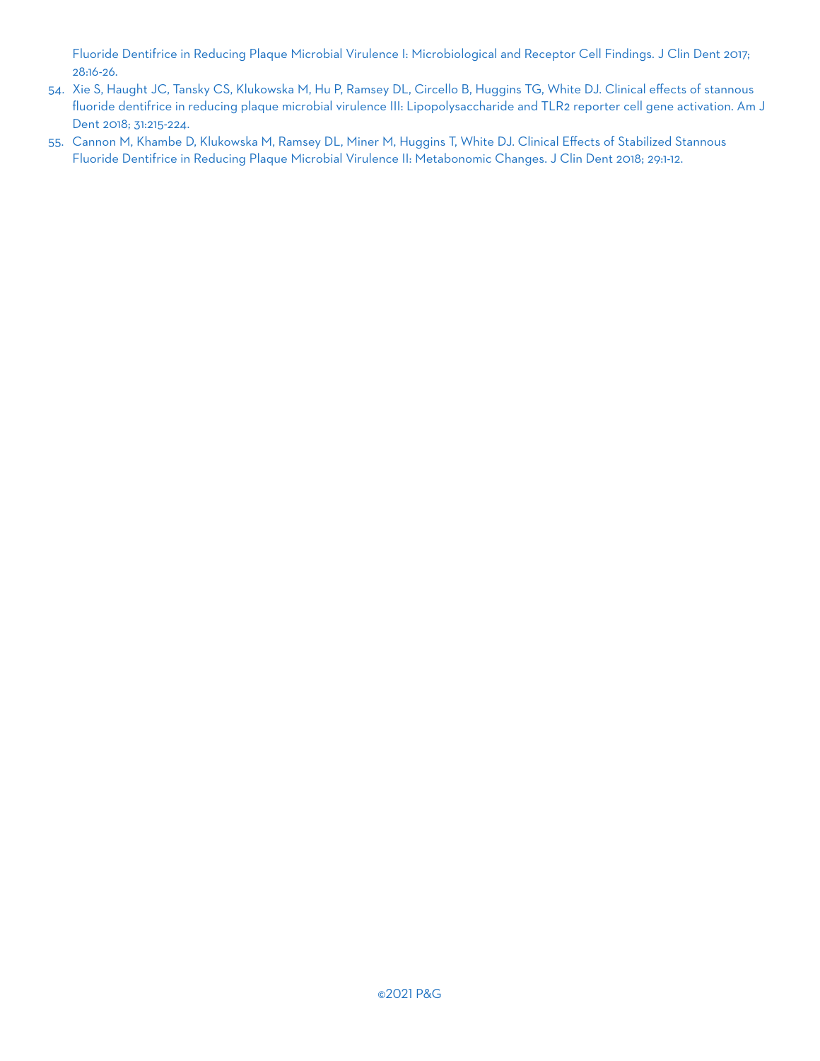Fluoride Dentifrice in Reducing Plaque Microbial Virulence I: Microbiological and Receptor Cell Findings. J Clin Dent 2017; 28:16-26.

54. Xie S, Haught JC, Tansky CS, Klukowska M, Hu P, Ramsey DL, Circello B, Huggins TG, White DJ. Clinical effects of stannous fluoride dentifrice in reducing plaque microbial virulence III: Lipopolysaccharide and TLR2 reporter cell gene activation. Am J Dent 2018; 31:215-224.
55. Cannon M, Khambe D, Klukowska M, Ramsey DL, Miner M, Huggins T, White DJ. Clinical Effects of Stabilized Stannous Fluoride Dentifrice in Reducing Plaque Microbial Virulence II: Metabonomic Changes. J Clin Dent 2018; 29:1-12.

©2021 P&G